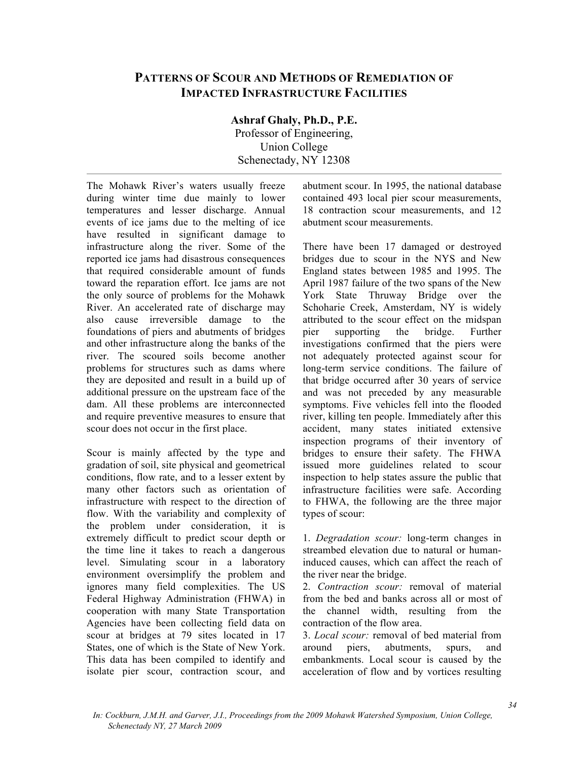# PATTERNS OF SCOUR AND METHODS OF REMEDIATION OF IMPACTED INFRASTRUCTURE FACILITIES

**Ashraf Ghaly, Ph.D., P.E.**
Professor of Engineering,
Union College
Schenectady, NY 12308

---

The Mohawk River's waters usually freeze during winter time due mainly to lower temperatures and lesser discharge. Annual events of ice jams due to the melting of ice have resulted in significant damage to infrastructure along the river. Some of the reported ice jams had disastrous consequences that required considerable amount of funds toward the reparation effort. Ice jams are not the only source of problems for the Mohawk River. An accelerated rate of discharge may also cause irreversible damage to the foundations of piers and abutments of bridges and other infrastructure along the banks of the river. The scoured soils become another problems for structures such as dams where they are deposited and result in a build up of additional pressure on the upstream face of the dam. All these problems are interconnected and require preventive measures to ensure that scour does not occur in the first place.

Scour is mainly affected by the type and gradation of soil, site physical and geometrical conditions, flow rate, and to a lesser extent by many other factors such as orientation of infrastructure with respect to the direction of flow. With the variability and complexity of the problem under consideration, it is extremely difficult to predict scour depth or the time line it takes to reach a dangerous level. Simulating scour in a laboratory environment oversimplify the problem and ignores many field complexities. The US Federal Highway Administration (FHWA) in cooperation with many State Transportation Agencies have been collecting field data on scour at bridges at 79 sites located in 17 States, one of which is the State of New York. This data has been compiled to identify and isolate pier scour, contraction scour, and abutment scour. In 1995, the national database contained 493 local pier scour measurements, 18 contraction scour measurements, and 12 abutment scour measurements.

There have been 17 damaged or destroyed bridges due to scour in the NYS and New England states between 1985 and 1995. The April 1987 failure of the two spans of the New York State Thruway Bridge over the Schoharie Creek, Amsterdam, NY is widely attributed to the scour effect on the midspan pier supporting the bridge. Further investigations confirmed that the piers were not adequately protected against scour for long-term service conditions. The failure of that bridge occurred after 30 years of service and was not preceded by any measurable symptoms. Five vehicles fell into the flooded river, killing ten people. Immediately after this accident, many states initiated extensive inspection programs of their inventory of bridges to ensure their safety. The FHWA issued more guidelines related to scour inspection to help states assure the public that infrastructure facilities were safe. According to FHWA, the following are the three major types of scour:

1. *Degradation scour:* long-term changes in streambed elevation due to natural or human-induced causes, which can affect the reach of the river near the bridge.
2. *Contraction scour:* removal of material from the bed and banks across all or most of the channel width, resulting from the contraction of the flow area.
3. *Local scour:* removal of bed material from around piers, abutments, spurs, and embankments. Local scour is caused by the acceleration of flow and by vortices resulting

*In: Cockburn, J.M.H. and Garver, J.I., Proceedings from the 2009 Mohawk Watershed Symposium, Union College, Schenectady NY, 27 March 2009*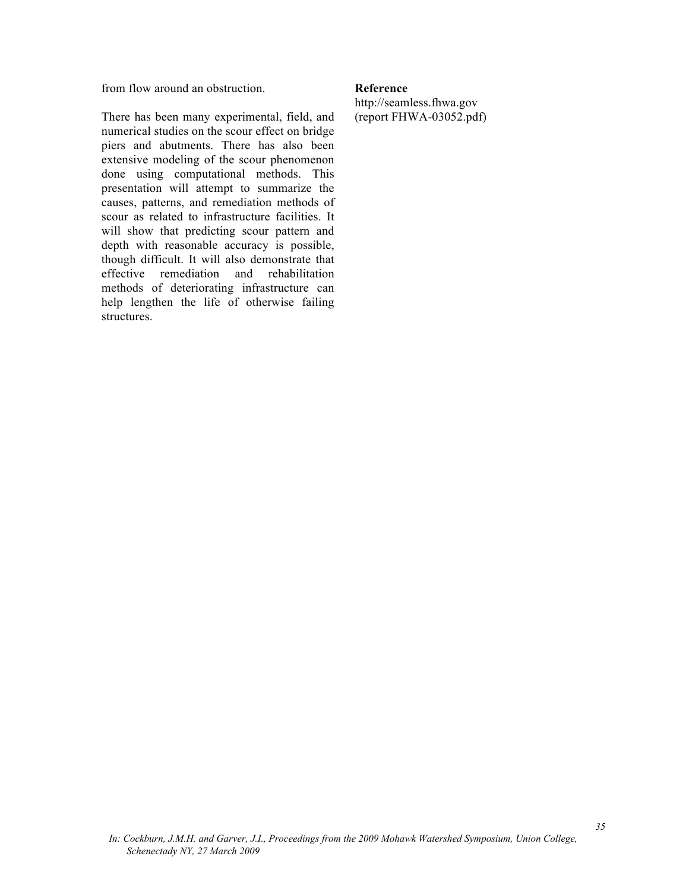from flow around an obstruction.

There has been many experimental, field, and numerical studies on the scour effect on bridge piers and abutments. There has also been extensive modeling of the scour phenomenon done using computational methods. This presentation will attempt to summarize the causes, patterns, and remediation methods of scour as related to infrastructure facilities. It will show that predicting scour pattern and depth with reasonable accuracy is possible, though difficult. It will also demonstrate that effective remediation and rehabilitation methods of deteriorating infrastructure can help lengthen the life of otherwise failing structures.

**Reference**

http://seamless.fhwa.gov
(report FHWA-03052.pdf)